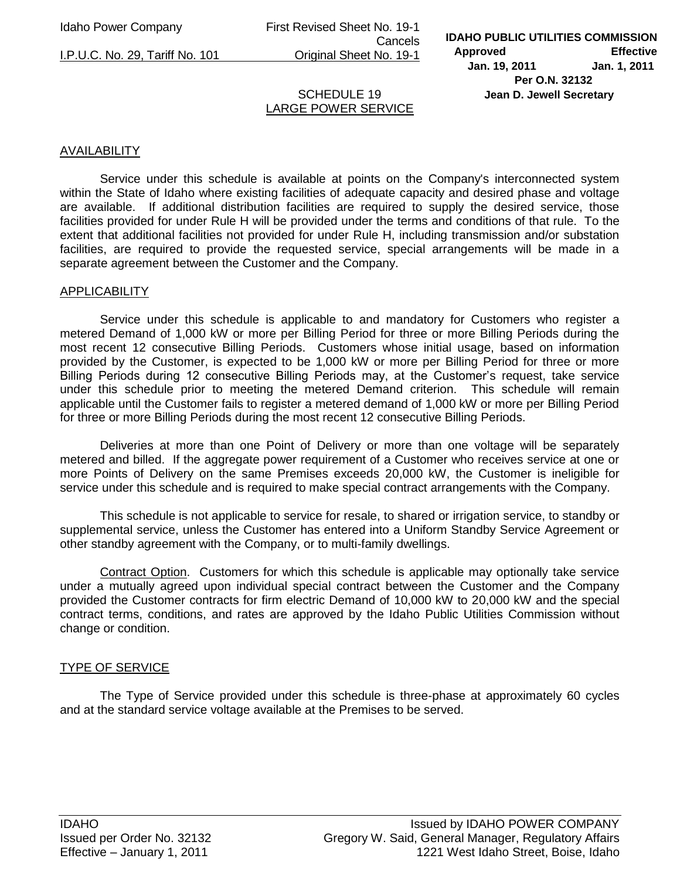# SCHEDULE 19
## LARGE POWER SERVICE

### AVAILABILITY

Service under this schedule is available at points on the Company's interconnected system within the State of Idaho where existing facilities of adequate capacity and desired phase and voltage are available. If additional distribution facilities are required to supply the desired service, those facilities provided for under Rule H will be provided under the terms and conditions of that rule. To the extent that additional facilities not provided for under Rule H, including transmission and/or substation facilities, are required to provide the requested service, special arrangements will be made in a separate agreement between the Customer and the Company.

### APPLICABILITY

Service under this schedule is applicable to and mandatory for Customers who register a metered Demand of 1,000 kW or more per Billing Period for three or more Billing Periods during the most recent 12 consecutive Billing Periods. Customers whose initial usage, based on information provided by the Customer, is expected to be 1,000 kW or more per Billing Period for three or more Billing Periods during 12 consecutive Billing Periods may, at the Customer's request, take service under this schedule prior to meeting the metered Demand criterion. This schedule will remain applicable until the Customer fails to register a metered demand of 1,000 kW or more per Billing Period for three or more Billing Periods during the most recent 12 consecutive Billing Periods.

Deliveries at more than one Point of Delivery or more than one voltage will be separately metered and billed. If the aggregate power requirement of a Customer who receives service at one or more Points of Delivery on the same Premises exceeds 20,000 kW, the Customer is ineligible for service under this schedule and is required to make special contract arrangements with the Company.

This schedule is not applicable to service for resale, to shared or irrigation service, to standby or supplemental service, unless the Customer has entered into a Uniform Standby Service Agreement or other standby agreement with the Company, or to multi-family dwellings.

Contract Option. Customers for which this schedule is applicable may optionally take service under a mutually agreed upon individual special contract between the Customer and the Company provided the Customer contracts for firm electric Demand of 10,000 kW to 20,000 kW and the special contract terms, conditions, and rates are approved by the Idaho Public Utilities Commission without change or condition.

### TYPE OF SERVICE

The Type of Service provided under this schedule is three-phase at approximately 60 cycles and at the standard service voltage available at the Premises to be served.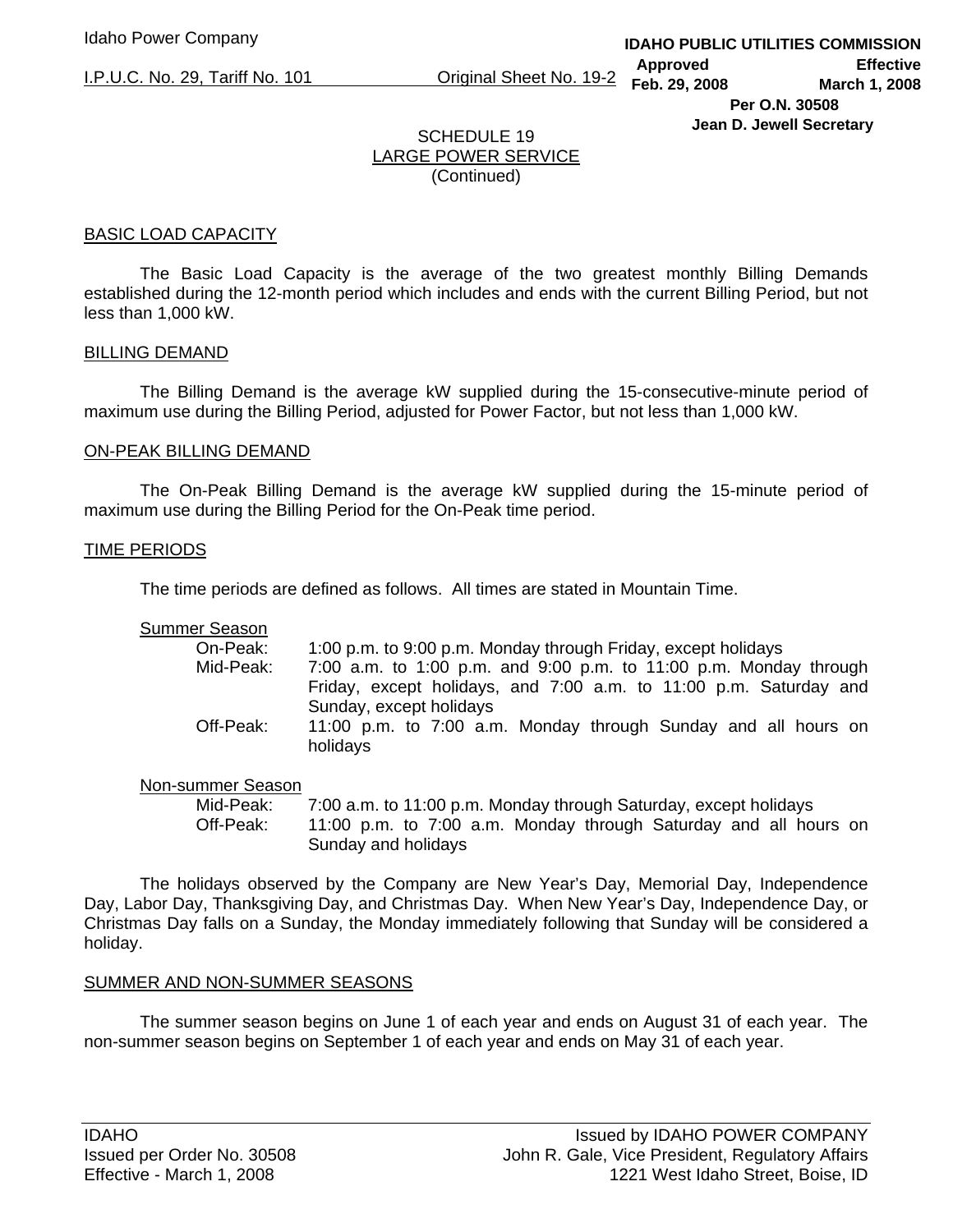## SCHEDULE 19
## LARGE POWER SERVICE
(Continued)

### BASIC LOAD CAPACITY

The Basic Load Capacity is the average of the two greatest monthly Billing Demands established during the 12-month period which includes and ends with the current Billing Period, but not less than 1,000 kW.

### BILLING DEMAND

The Billing Demand is the average kW supplied during the 15-consecutive-minute period of maximum use during the Billing Period, adjusted for Power Factor, but not less than 1,000 kW.

### ON-PEAK BILLING DEMAND

The On-Peak Billing Demand is the average kW supplied during the 15-minute period of maximum use during the Billing Period for the On-Peak time period.

### TIME PERIODS

The time periods are defined as follows. All times are stated in Mountain Time.

Summer Season

- On-Peak: 1:00 p.m. to 9:00 p.m. Monday through Friday, except holidays
- Mid-Peak: 7:00 a.m. to 1:00 p.m. and 9:00 p.m. to 11:00 p.m. Monday through Friday, except holidays, and 7:00 a.m. to 11:00 p.m. Saturday and Sunday, except holidays
- Off-Peak: 11:00 p.m. to 7:00 a.m. Monday through Sunday and all hours on holidays

Non-summer Season

- Mid-Peak: 7:00 a.m. to 11:00 p.m. Monday through Saturday, except holidays
- Off-Peak: 11:00 p.m. to 7:00 a.m. Monday through Saturday and all hours on Sunday and holidays

The holidays observed by the Company are New Year's Day, Memorial Day, Independence Day, Labor Day, Thanksgiving Day, and Christmas Day. When New Year's Day, Independence Day, or Christmas Day falls on a Sunday, the Monday immediately following that Sunday will be considered a holiday.

### SUMMER AND NON-SUMMER SEASONS

The summer season begins on June 1 of each year and ends on August 31 of each year. The non-summer season begins on September 1 of each year and ends on May 31 of each year.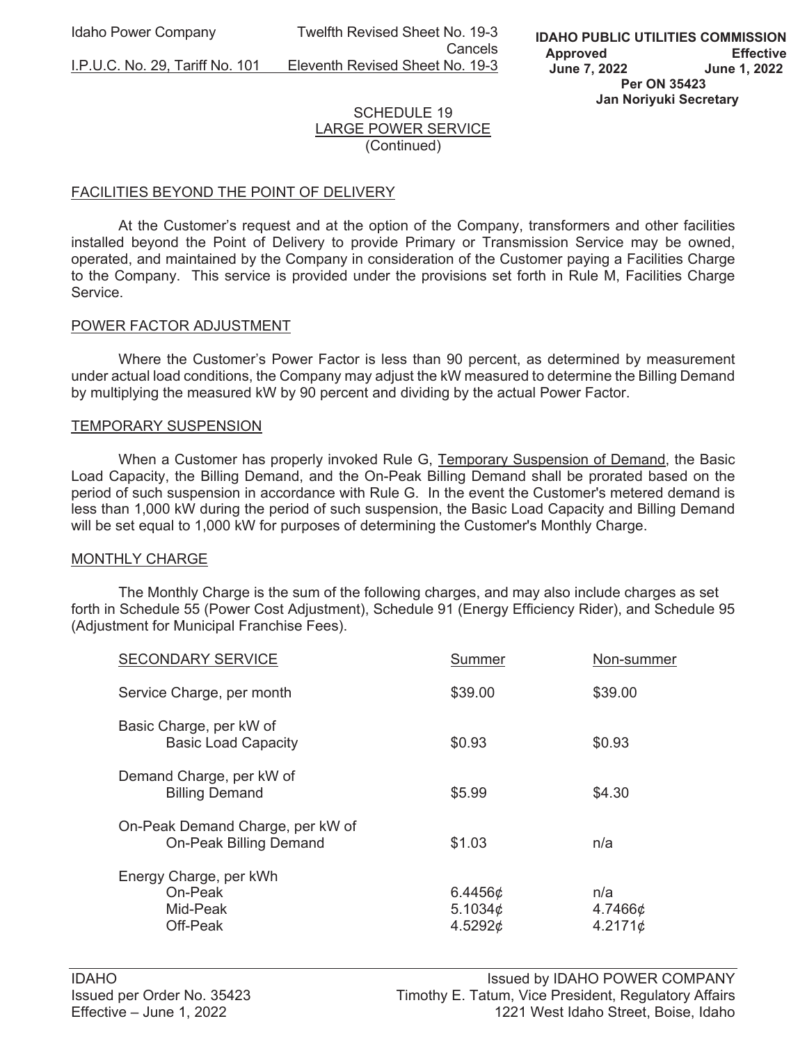SCHEDULE 19
LARGE POWER SERVICE
(Continued)

## FACILITIES BEYOND THE POINT OF DELIVERY

At the Customer's request and at the option of the Company, transformers and other facilities installed beyond the Point of Delivery to provide Primary or Transmission Service may be owned, operated, and maintained by the Company in consideration of the Customer paying a Facilities Charge to the Company. This service is provided under the provisions set forth in Rule M, Facilities Charge Service.

## POWER FACTOR ADJUSTMENT

Where the Customer's Power Factor is less than 90 percent, as determined by measurement under actual load conditions, the Company may adjust the kW measured to determine the Billing Demand by multiplying the measured kW by 90 percent and dividing by the actual Power Factor.

## TEMPORARY SUSPENSION

When a Customer has properly invoked Rule G, Temporary Suspension of Demand, the Basic Load Capacity, the Billing Demand, and the On-Peak Billing Demand shall be prorated based on the period of such suspension in accordance with Rule G. In the event the Customer's metered demand is less than 1,000 kW during the period of such suspension, the Basic Load Capacity and Billing Demand will be set equal to 1,000 kW for purposes of determining the Customer's Monthly Charge.

## MONTHLY CHARGE

The Monthly Charge is the sum of the following charges, and may also include charges as set forth in Schedule 55 (Power Cost Adjustment), Schedule 91 (Energy Efficiency Rider), and Schedule 95 (Adjustment for Municipal Franchise Fees).

| SECONDARY SERVICE | Summer | Non-summer |
|---|---|---|
| Service Charge, per month | $39.00 | $39.00 |
| Basic Charge, per kW of Basic Load Capacity | $0.93 | $0.93 |
| Demand Charge, per kW of Billing Demand | $5.99 | $4.30 |
| On-Peak Demand Charge, per kW of On-Peak Billing Demand | $1.03 | n/a |
| Energy Charge, per kWh | | |
| On-Peak | 6.4456¢ | n/a |
| Mid-Peak | 5.1034¢ | 4.7466¢ |
| Off-Peak | 4.5292¢ | 4.2171¢ |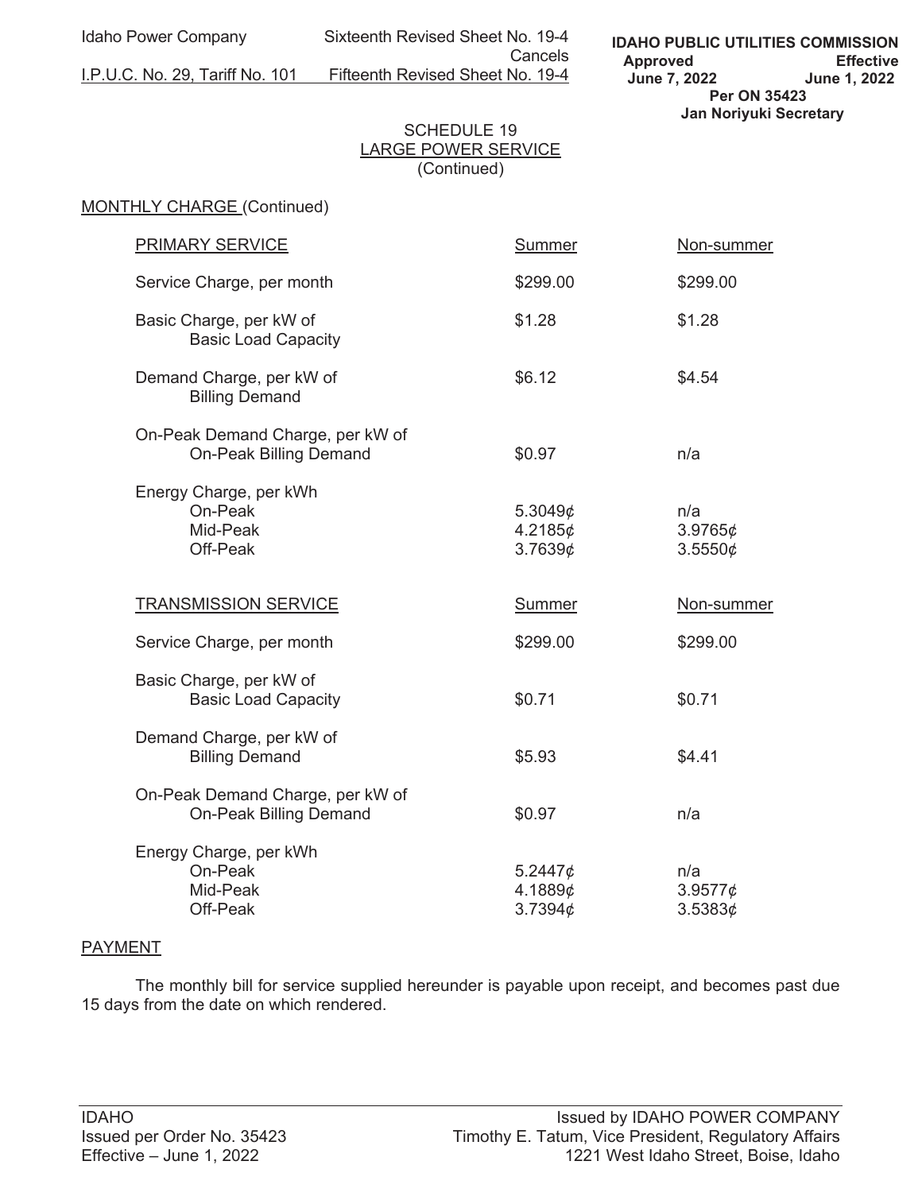Idaho Power Company — Sixteenth Revised Sheet No. 19-4 Cancels Fifteenth Revised Sheet No. 19-4

I.P.U.C. No. 29, Tariff No. 101

**IDAHO PUBLIC UTILITIES COMMISSION**
**Approved June 7, 2022 — Effective June 1, 2022**
**Per ON 35423**
**Jan Noriyuki Secretary**

## SCHEDULE 19
## LARGE POWER SERVICE
(Continued)

### MONTHLY CHARGE (Continued)

| PRIMARY SERVICE | Summer | Non-summer |
|---|---|---|
| Service Charge, per month | $299.00 | $299.00 |
| Basic Charge, per kW of Basic Load Capacity | $1.28 | $1.28 |
| Demand Charge, per kW of Billing Demand | $6.12 | $4.54 |
| On-Peak Demand Charge, per kW of On-Peak Billing Demand | $0.97 | n/a |
| Energy Charge, per kWh | | |
| On-Peak | 5.3049¢ | n/a |
| Mid-Peak | 4.2185¢ | 3.9765¢ |
| Off-Peak | 3.7639¢ | 3.5550¢ |

| TRANSMISSION SERVICE | Summer | Non-summer |
|---|---|---|
| Service Charge, per month | $299.00 | $299.00 |
| Basic Charge, per kW of Basic Load Capacity | $0.71 | $0.71 |
| Demand Charge, per kW of Billing Demand | $5.93 | $4.41 |
| On-Peak Demand Charge, per kW of On-Peak Billing Demand | $0.97 | n/a |
| Energy Charge, per kWh | | |
| On-Peak | 5.2447¢ | n/a |
| Mid-Peak | 4.1889¢ | 3.9577¢ |
| Off-Peak | 3.7394¢ | 3.5383¢ |

### PAYMENT

The monthly bill for service supplied hereunder is payable upon receipt, and becomes past due 15 days from the date on which rendered.

IDAHO
Issued per Order No. 35423
Effective – June 1, 2022

Issued by IDAHO POWER COMPANY
Timothy E. Tatum, Vice President, Regulatory Affairs
1221 West Idaho Street, Boise, Idaho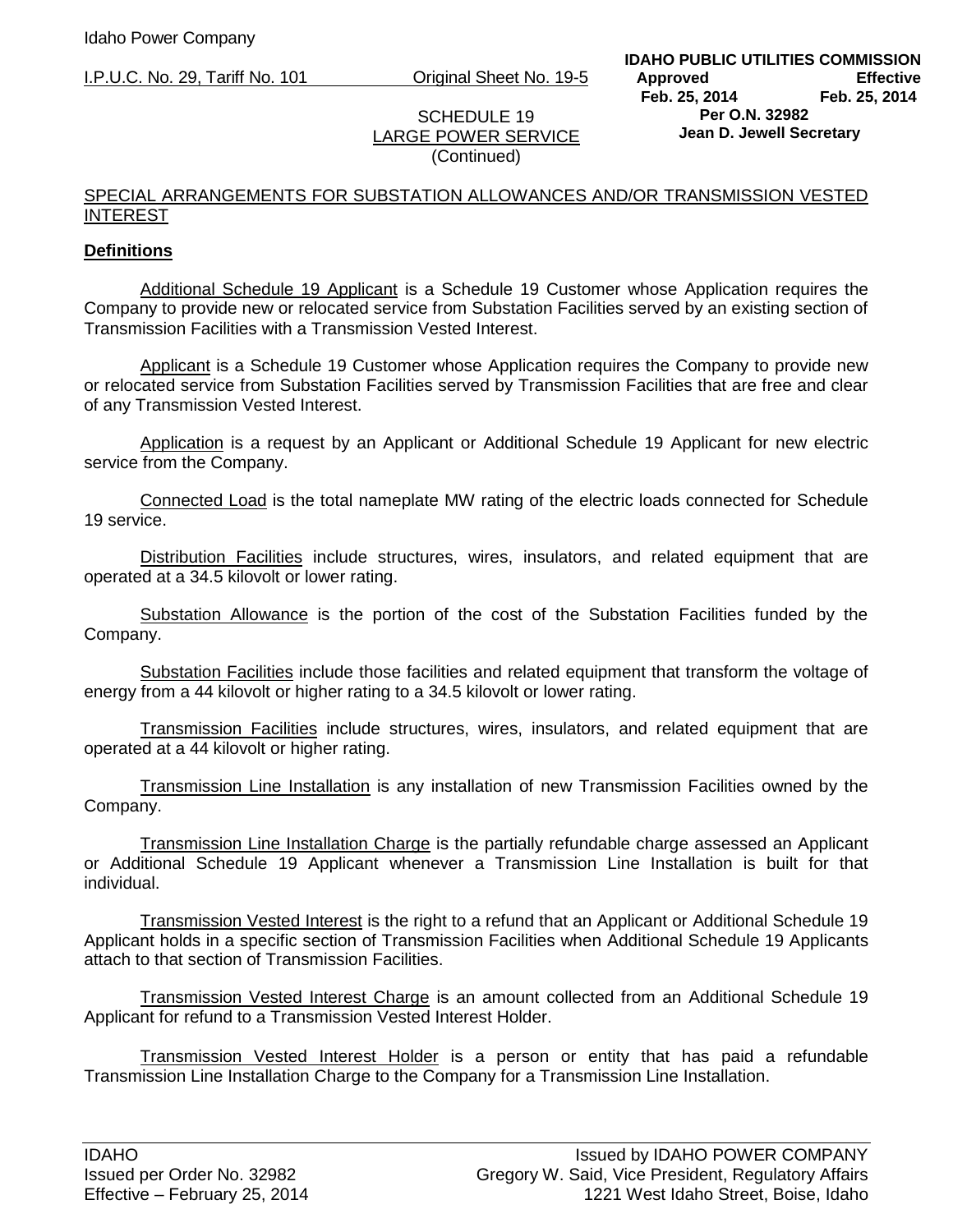SCHEDULE 19
LARGE POWER SERVICE
(Continued)

## SPECIAL ARRANGEMENTS FOR SUBSTATION ALLOWANCES AND/OR TRANSMISSION VESTED INTEREST

### Definitions

Additional Schedule 19 Applicant is a Schedule 19 Customer whose Application requires the Company to provide new or relocated service from Substation Facilities served by an existing section of Transmission Facilities with a Transmission Vested Interest.

Applicant is a Schedule 19 Customer whose Application requires the Company to provide new or relocated service from Substation Facilities served by Transmission Facilities that are free and clear of any Transmission Vested Interest.

Application is a request by an Applicant or Additional Schedule 19 Applicant for new electric service from the Company.

Connected Load is the total nameplate MW rating of the electric loads connected for Schedule 19 service.

Distribution Facilities include structures, wires, insulators, and related equipment that are operated at a 34.5 kilovolt or lower rating.

Substation Allowance is the portion of the cost of the Substation Facilities funded by the Company.

Substation Facilities include those facilities and related equipment that transform the voltage of energy from a 44 kilovolt or higher rating to a 34.5 kilovolt or lower rating.

Transmission Facilities include structures, wires, insulators, and related equipment that are operated at a 44 kilovolt or higher rating.

Transmission Line Installation is any installation of new Transmission Facilities owned by the Company.

Transmission Line Installation Charge is the partially refundable charge assessed an Applicant or Additional Schedule 19 Applicant whenever a Transmission Line Installation is built for that individual.

Transmission Vested Interest is the right to a refund that an Applicant or Additional Schedule 19 Applicant holds in a specific section of Transmission Facilities when Additional Schedule 19 Applicants attach to that section of Transmission Facilities.

Transmission Vested Interest Charge is an amount collected from an Additional Schedule 19 Applicant for refund to a Transmission Vested Interest Holder.

Transmission Vested Interest Holder is a person or entity that has paid a refundable Transmission Line Installation Charge to the Company for a Transmission Line Installation.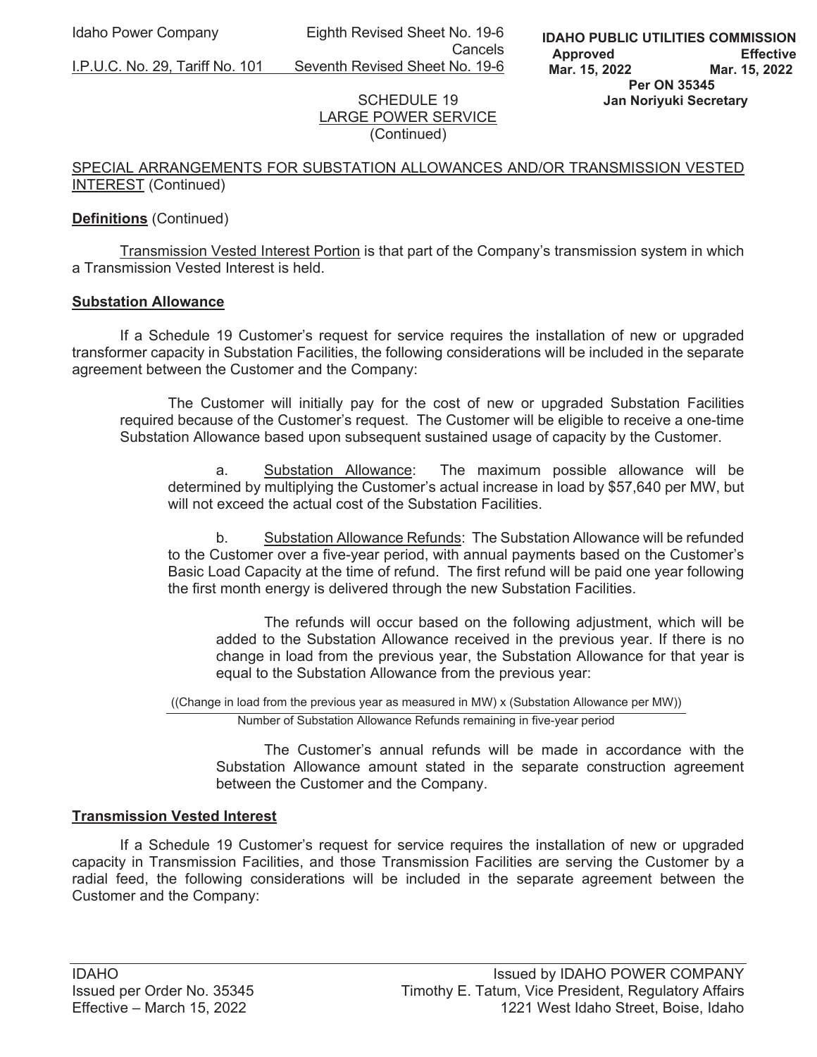SCHEDULE 19
LARGE POWER SERVICE
(Continued)

SPECIAL ARRANGEMENTS FOR SUBSTATION ALLOWANCES AND/OR TRANSMISSION VESTED INTEREST (Continued)

**Definitions** (Continued)

Transmission Vested Interest Portion is that part of the Company's transmission system in which a Transmission Vested Interest is held.

**Substation Allowance**

If a Schedule 19 Customer's request for service requires the installation of new or upgraded transformer capacity in Substation Facilities, the following considerations will be included in the separate agreement between the Customer and the Company:

The Customer will initially pay for the cost of new or upgraded Substation Facilities required because of the Customer's request. The Customer will be eligible to receive a one-time Substation Allowance based upon subsequent sustained usage of capacity by the Customer.

a. Substation Allowance: The maximum possible allowance will be determined by multiplying the Customer's actual increase in load by $57,640 per MW, but will not exceed the actual cost of the Substation Facilities.

b. Substation Allowance Refunds: The Substation Allowance will be refunded to the Customer over a five-year period, with annual payments based on the Customer's Basic Load Capacity at the time of refund. The first refund will be paid one year following the first month energy is delivered through the new Substation Facilities.

The refunds will occur based on the following adjustment, which will be added to the Substation Allowance received in the previous year. If there is no change in load from the previous year, the Substation Allowance for that year is equal to the Substation Allowance from the previous year:

$$\frac{\text{((Change in load from the previous year as measured in MW) x (Substation Allowance per MW))}}{\text{Number of Substation Allowance Refunds remaining in five-year period}}$$

The Customer's annual refunds will be made in accordance with the Substation Allowance amount stated in the separate construction agreement between the Customer and the Company.

**Transmission Vested Interest**

If a Schedule 19 Customer's request for service requires the installation of new or upgraded capacity in Transmission Facilities, and those Transmission Facilities are serving the Customer by a radial feed, the following considerations will be included in the separate agreement between the Customer and the Company: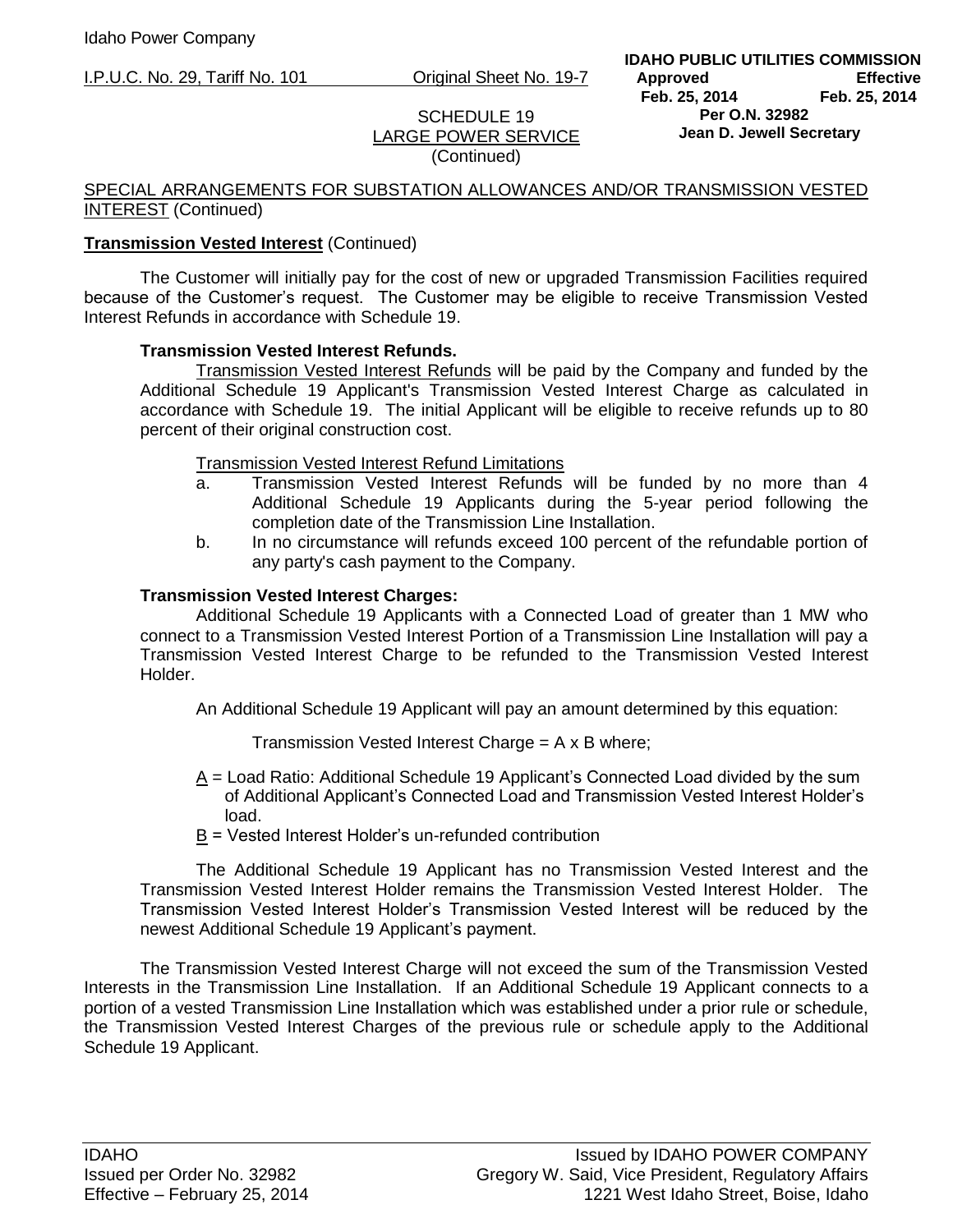SCHEDULE 19
LARGE POWER SERVICE
(Continued)

SPECIAL ARRANGEMENTS FOR SUBSTATION ALLOWANCES AND/OR TRANSMISSION VESTED INTEREST (Continued)

**Transmission Vested Interest** (Continued)

The Customer will initially pay for the cost of new or upgraded Transmission Facilities required because of the Customer's request. The Customer may be eligible to receive Transmission Vested Interest Refunds in accordance with Schedule 19.

**Transmission Vested Interest Refunds.**

Transmission Vested Interest Refunds will be paid by the Company and funded by the Additional Schedule 19 Applicant's Transmission Vested Interest Charge as calculated in accordance with Schedule 19. The initial Applicant will be eligible to receive refunds up to 80 percent of their original construction cost.

Transmission Vested Interest Refund Limitations

a. Transmission Vested Interest Refunds will be funded by no more than 4 Additional Schedule 19 Applicants during the 5-year period following the completion date of the Transmission Line Installation.
b. In no circumstance will refunds exceed 100 percent of the refundable portion of any party's cash payment to the Company.

**Transmission Vested Interest Charges:**

Additional Schedule 19 Applicants with a Connected Load of greater than 1 MW who connect to a Transmission Vested Interest Portion of a Transmission Line Installation will pay a Transmission Vested Interest Charge to be refunded to the Transmission Vested Interest Holder.

An Additional Schedule 19 Applicant will pay an amount determined by this equation:

Transmission Vested Interest Charge = A x B where;

A = Load Ratio: Additional Schedule 19 Applicant's Connected Load divided by the sum of Additional Applicant's Connected Load and Transmission Vested Interest Holder's load.

B = Vested Interest Holder's un-refunded contribution

The Additional Schedule 19 Applicant has no Transmission Vested Interest and the Transmission Vested Interest Holder remains the Transmission Vested Interest Holder. The Transmission Vested Interest Holder's Transmission Vested Interest will be reduced by the newest Additional Schedule 19 Applicant's payment.

The Transmission Vested Interest Charge will not exceed the sum of the Transmission Vested Interests in the Transmission Line Installation. If an Additional Schedule 19 Applicant connects to a portion of a vested Transmission Line Installation which was established under a prior rule or schedule, the Transmission Vested Interest Charges of the previous rule or schedule apply to the Additional Schedule 19 Applicant.